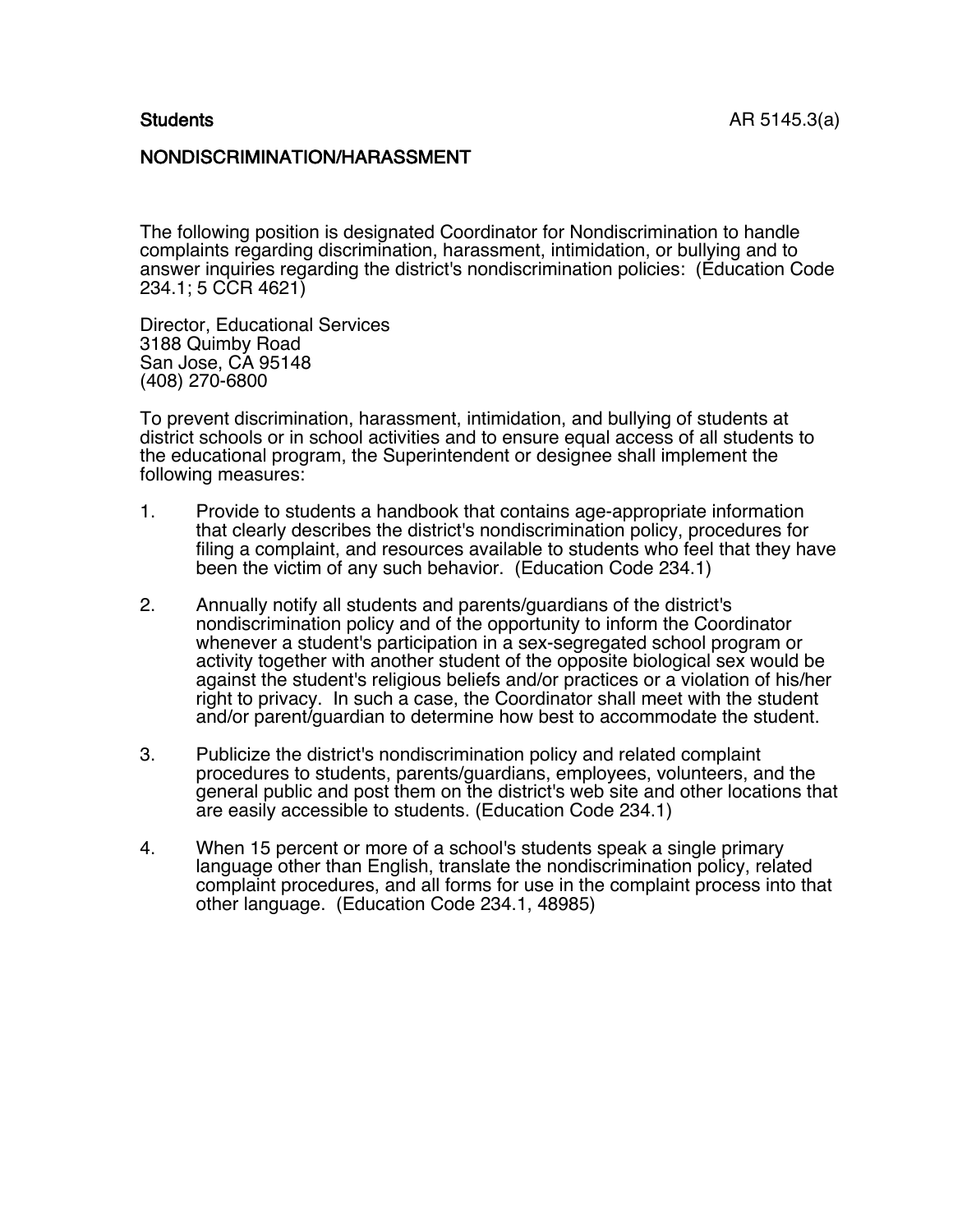**Students** AR 5145.3(a)

## NONDISCRIMINATION/HARASSMENT

The following position is designated Coordinator for Nondiscrimination to handle complaints regarding discrimination, harassment, intimidation, or bullying and to answer inquiries regarding the district's nondiscrimination policies: (Education Code 234.1; 5 CCR 4621)

Director, Educational Services
3188 Quimby Road
San Jose, CA 95148
(408) 270-6800

To prevent discrimination, harassment, intimidation, and bullying of students at district schools or in school activities and to ensure equal access of all students to the educational program, the Superintendent or designee shall implement the following measures:

1. Provide to students a handbook that contains age-appropriate information that clearly describes the district's nondiscrimination policy, procedures for filing a complaint, and resources available to students who feel that they have been the victim of any such behavior. (Education Code 234.1)

2. Annually notify all students and parents/guardians of the district's nondiscrimination policy and of the opportunity to inform the Coordinator whenever a student's participation in a sex-segregated school program or activity together with another student of the opposite biological sex would be against the student's religious beliefs and/or practices or a violation of his/her right to privacy. In such a case, the Coordinator shall meet with the student and/or parent/guardian to determine how best to accommodate the student.

3. Publicize the district's nondiscrimination policy and related complaint procedures to students, parents/guardians, employees, volunteers, and the general public and post them on the district's web site and other locations that are easily accessible to students. (Education Code 234.1)

4. When 15 percent or more of a school's students speak a single primary language other than English, translate the nondiscrimination policy, related complaint procedures, and all forms for use in the complaint process into that other language. (Education Code 234.1, 48985)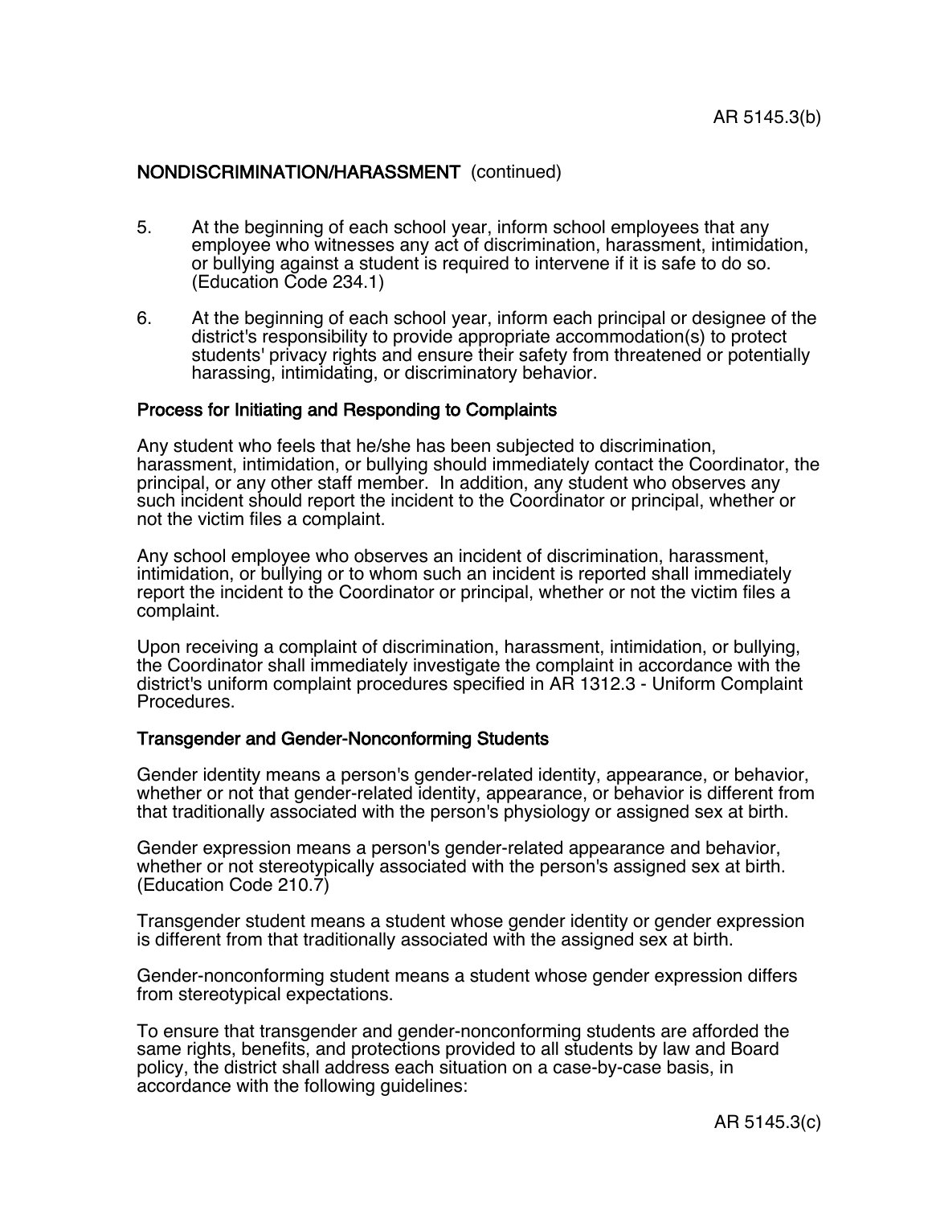## NONDISCRIMINATION/HARASSMENT (continued)

5. At the beginning of each school year, inform school employees that any employee who witnesses any act of discrimination, harassment, intimidation, or bullying against a student is required to intervene if it is safe to do so. (Education Code 234.1)

6. At the beginning of each school year, inform each principal or designee of the district's responsibility to provide appropriate accommodation(s) to protect students' privacy rights and ensure their safety from threatened or potentially harassing, intimidating, or discriminatory behavior.

### Process for Initiating and Responding to Complaints

Any student who feels that he/she has been subjected to discrimination, harassment, intimidation, or bullying should immediately contact the Coordinator, the principal, or any other staff member. In addition, any student who observes any such incident should report the incident to the Coordinator or principal, whether or not the victim files a complaint.

Any school employee who observes an incident of discrimination, harassment, intimidation, or bullying or to whom such an incident is reported shall immediately report the incident to the Coordinator or principal, whether or not the victim files a complaint.

Upon receiving a complaint of discrimination, harassment, intimidation, or bullying, the Coordinator shall immediately investigate the complaint in accordance with the district's uniform complaint procedures specified in AR 1312.3 - Uniform Complaint Procedures.

### Transgender and Gender-Nonconforming Students

Gender identity means a person's gender-related identity, appearance, or behavior, whether or not that gender-related identity, appearance, or behavior is different from that traditionally associated with the person's physiology or assigned sex at birth.

Gender expression means a person's gender-related appearance and behavior, whether or not stereotypically associated with the person's assigned sex at birth. (Education Code 210.7)

Transgender student means a student whose gender identity or gender expression is different from that traditionally associated with the assigned sex at birth.

Gender-nonconforming student means a student whose gender expression differs from stereotypical expectations.

To ensure that transgender and gender-nonconforming students are afforded the same rights, benefits, and protections provided to all students by law and Board policy, the district shall address each situation on a case-by-case basis, in accordance with the following guidelines: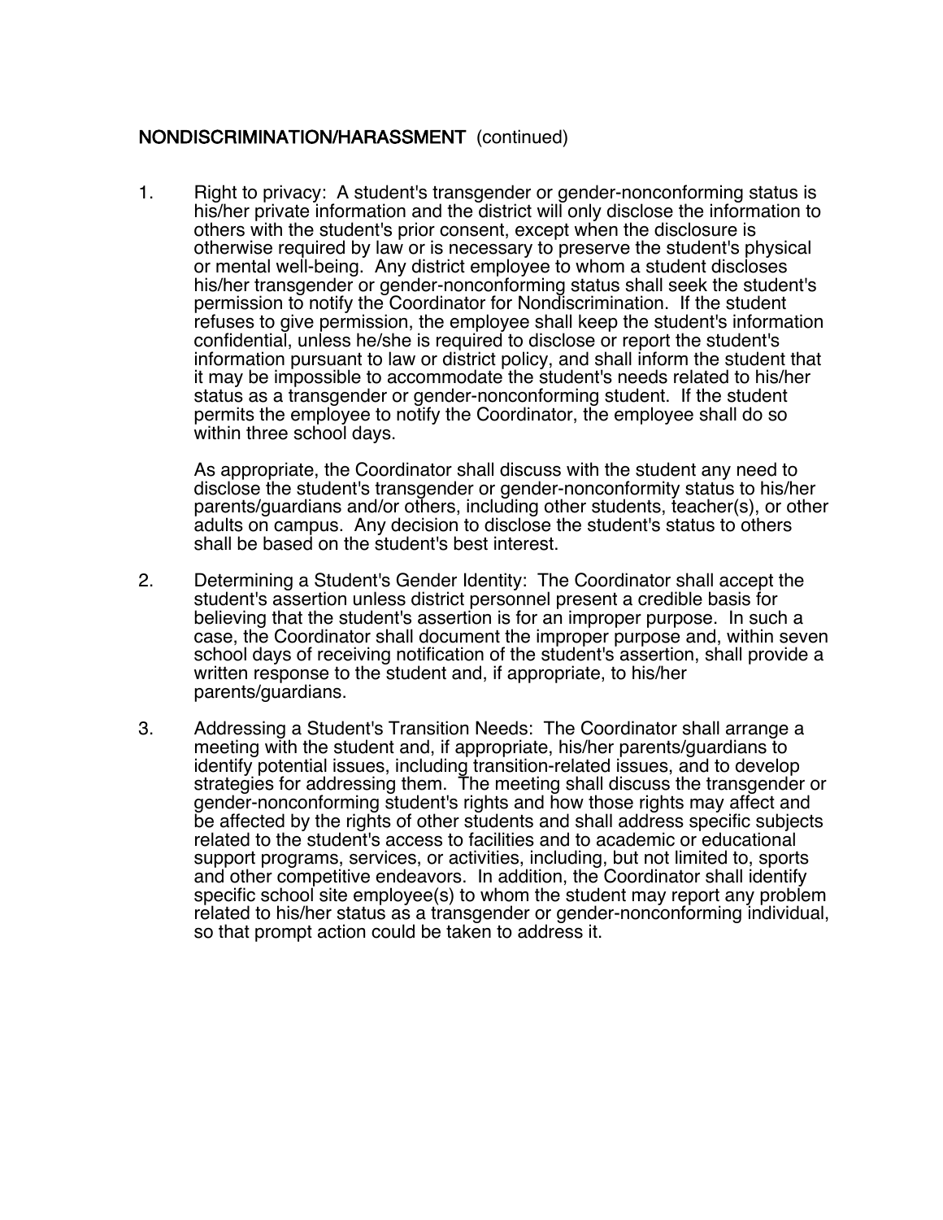NONDISCRIMINATION/HARASSMENT (continued)

1. Right to privacy: A student's transgender or gender-nonconforming status is his/her private information and the district will only disclose the information to others with the student's prior consent, except when the disclosure is otherwise required by law or is necessary to preserve the student's physical or mental well-being. Any district employee to whom a student discloses his/her transgender or gender-nonconforming status shall seek the student's permission to notify the Coordinator for Nondiscrimination. If the student refuses to give permission, the employee shall keep the student's information confidential, unless he/she is required to disclose or report the student's information pursuant to law or district policy, and shall inform the student that it may be impossible to accommodate the student's needs related to his/her status as a transgender or gender-nonconforming student. If the student permits the employee to notify the Coordinator, the employee shall do so within three school days.

   As appropriate, the Coordinator shall discuss with the student any need to disclose the student's transgender or gender-nonconformity status to his/her parents/guardians and/or others, including other students, teacher(s), or other adults on campus. Any decision to disclose the student's status to others shall be based on the student's best interest.

2. Determining a Student's Gender Identity: The Coordinator shall accept the student's assertion unless district personnel present a credible basis for believing that the student's assertion is for an improper purpose. In such a case, the Coordinator shall document the improper purpose and, within seven school days of receiving notification of the student's assertion, shall provide a written response to the student and, if appropriate, to his/her parents/guardians.

3. Addressing a Student's Transition Needs: The Coordinator shall arrange a meeting with the student and, if appropriate, his/her parents/guardians to identify potential issues, including transition-related issues, and to develop strategies for addressing them. The meeting shall discuss the transgender or gender-nonconforming student's rights and how those rights may affect and be affected by the rights of other students and shall address specific subjects related to the student's access to facilities and to academic or educational support programs, services, or activities, including, but not limited to, sports and other competitive endeavors. In addition, the Coordinator shall identify specific school site employee(s) to whom the student may report any problem related to his/her status as a transgender or gender-nonconforming individual, so that prompt action could be taken to address it.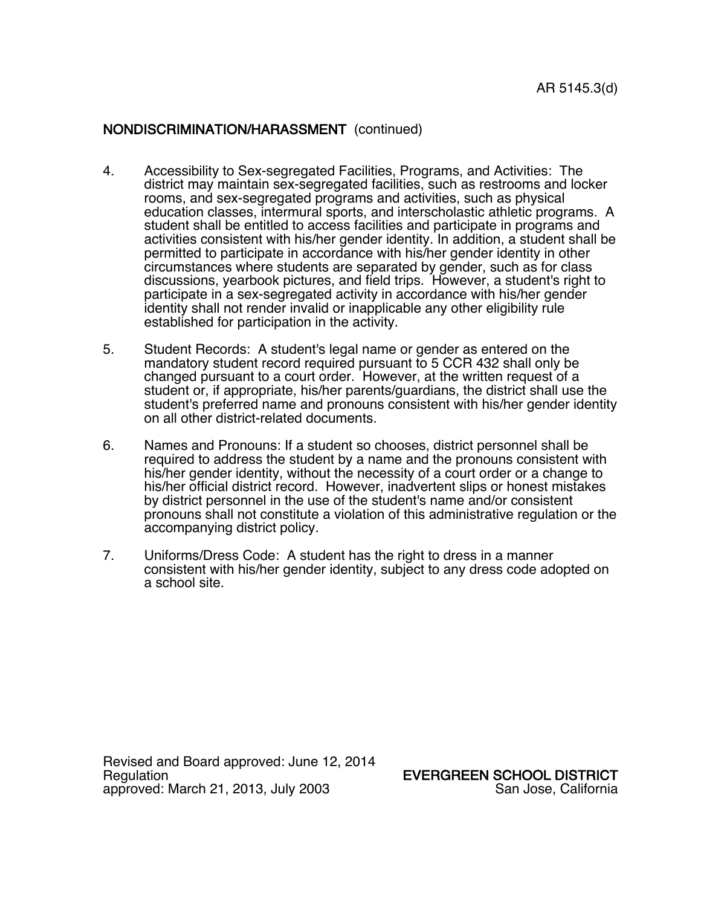## NONDISCRIMINATION/HARASSMENT (continued)

4. Accessibility to Sex-segregated Facilities, Programs, and Activities: The district may maintain sex-segregated facilities, such as restrooms and locker rooms, and sex-segregated programs and activities, such as physical education classes, intermural sports, and interscholastic athletic programs. A student shall be entitled to access facilities and participate in programs and activities consistent with his/her gender identity. In addition, a student shall be permitted to participate in accordance with his/her gender identity in other circumstances where students are separated by gender, such as for class discussions, yearbook pictures, and field trips. However, a student's right to participate in a sex-segregated activity in accordance with his/her gender identity shall not render invalid or inapplicable any other eligibility rule established for participation in the activity.

5. Student Records: A student's legal name or gender as entered on the mandatory student record required pursuant to 5 CCR 432 shall only be changed pursuant to a court order. However, at the written request of a student or, if appropriate, his/her parents/guardians, the district shall use the student's preferred name and pronouns consistent with his/her gender identity on all other district-related documents.

6. Names and Pronouns: If a student so chooses, district personnel shall be required to address the student by a name and the pronouns consistent with his/her gender identity, without the necessity of a court order or a change to his/her official district record. However, inadvertent slips or honest mistakes by district personnel in the use of the student's name and/or consistent pronouns shall not constitute a violation of this administrative regulation or the accompanying district policy.

7. Uniforms/Dress Code: A student has the right to dress in a manner consistent with his/her gender identity, subject to any dress code adopted on a school site.

Revised and Board approved: June 12, 2014
Regulation approved: March 21, 2013, July 2003

**EVERGREEN SCHOOL DISTRICT**
San Jose, California